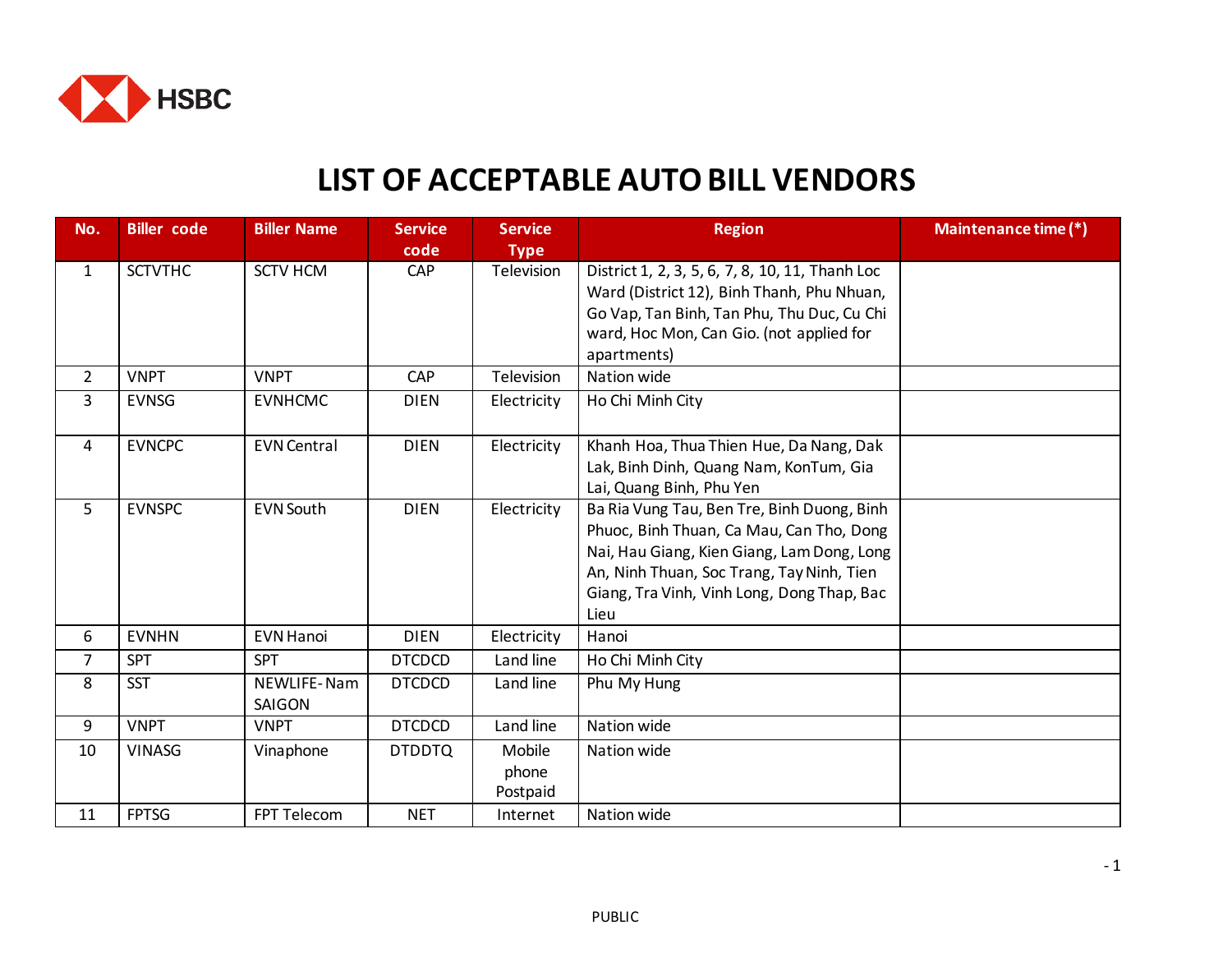HSBC

# LIST OF ACCEPTABLE AUTO BILL VENDORS

| No. | Biller code | Biller Name | Service code | Service Type | Region | Maintenance time (*) |
|---|---|---|---|---|---|---|
| 1 | SCTVTHC | SCTV HCM | CAP | Television | District 1, 2, 3, 5, 6, 7, 8, 10, 11, Thanh Loc Ward (District 12), Binh Thanh, Phu Nhuan, Go Vap, Tan Binh, Tan Phu, Thu Duc, Cu Chi ward, Hoc Mon, Can Gio. (not applied for apartments) | |
| 2 | VNPT | VNPT | CAP | Television | Nation wide | |
| 3 | EVNSG | EVNHCMC | DIEN | Electricity | Ho Chi Minh City | |
| 4 | EVNCPC | EVN Central | DIEN | Electricity | Khanh Hoa, Thua Thien Hue, Da Nang, Dak Lak, Binh Dinh, Quang Nam, KonTum, Gia Lai, Quang Binh, Phu Yen | |
| 5 | EVNSPC | EVN South | DIEN | Electricity | Ba Ria Vung Tau, Ben Tre, Binh Duong, Binh Phuoc, Binh Thuan, Ca Mau, Can Tho, Dong Nai, Hau Giang, Kien Giang, Lam Dong, Long An, Ninh Thuan, Soc Trang, Tay Ninh, Tien Giang, Tra Vinh, Vinh Long, Dong Thap, Bac Lieu | |
| 6 | EVNHN | EVN Hanoi | DIEN | Electricity | Hanoi | |
| 7 | SPT | SPT | DTCDCD | Land line | Ho Chi Minh City | |
| 8 | SST | NEWLIFE-Nam SAIGON | DTCDCD | Land line | Phu My Hung | |
| 9 | VNPT | VNPT | DTCDCD | Land line | Nation wide | |
| 10 | VINASG | Vinaphone | DTDDTQ | Mobile phone Postpaid | Nation wide | |
| 11 | FPTSG | FPT Telecom | NET | Internet | Nation wide | |

PUBLIC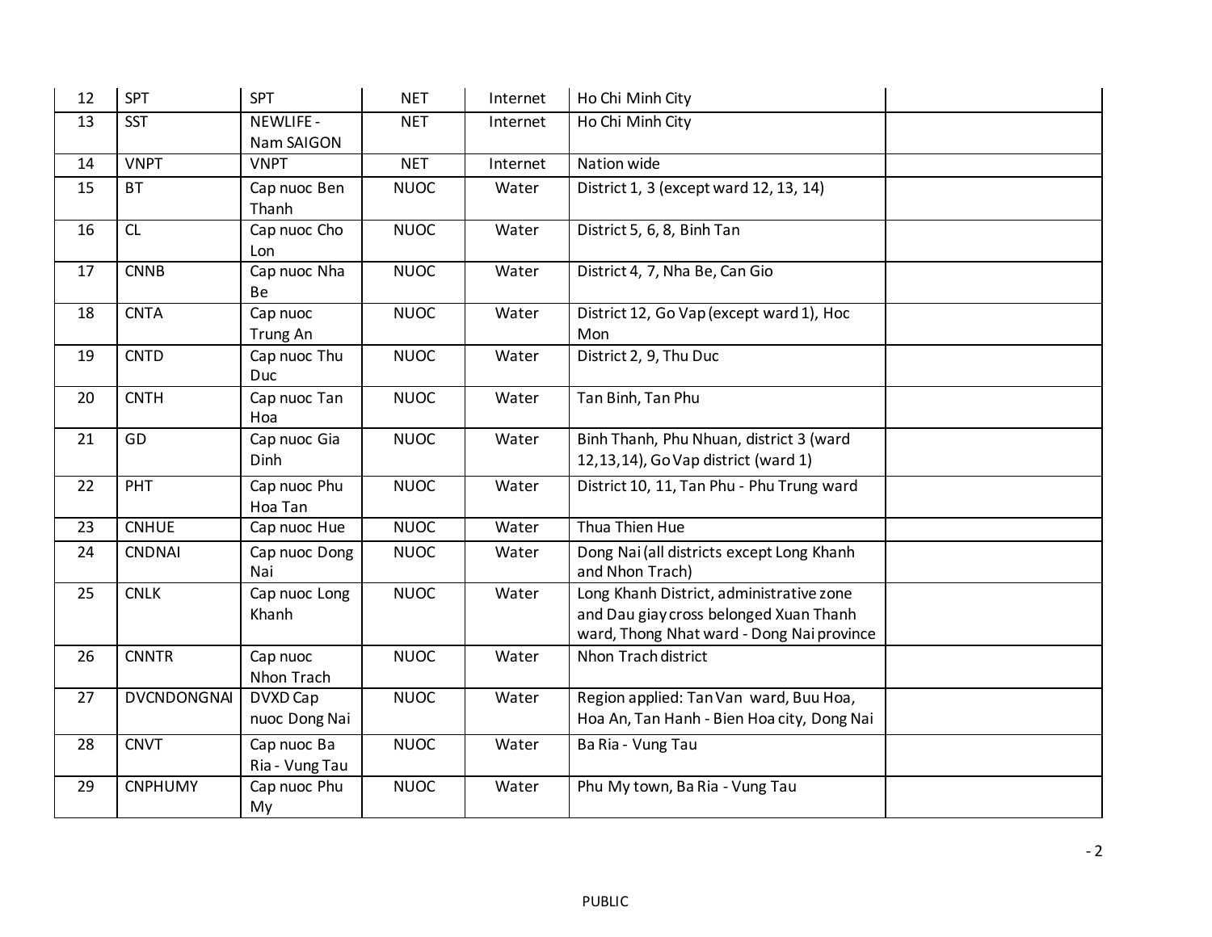| 12 | SPT | SPT | NET | Internet | Ho Chi Minh City | |
|---|---|---|---|---|---|---|
| 13 | SST | NEWLIFE - Nam SAIGON | NET | Internet | Ho Chi Minh City | |
| 14 | VNPT | VNPT | NET | Internet | Nation wide | |
| 15 | BT | Cap nuoc Ben Thanh | NUOC | Water | District 1, 3 (except ward 12, 13, 14) | |
| 16 | CL | Cap nuoc Cho Lon | NUOC | Water | District 5, 6, 8, Binh Tan | |
| 17 | CNNB | Cap nuoc Nha Be | NUOC | Water | District 4, 7, Nha Be, Can Gio | |
| 18 | CNTA | Cap nuoc Trung An | NUOC | Water | District 12, Go Vap (except ward 1), Hoc Mon | |
| 19 | CNTD | Cap nuoc Thu Duc | NUOC | Water | District 2, 9, Thu Duc | |
| 20 | CNTH | Cap nuoc Tan Hoa | NUOC | Water | Tan Binh, Tan Phu | |
| 21 | GD | Cap nuoc Gia Dinh | NUOC | Water | Binh Thanh, Phu Nhuan, district 3 (ward 12,13,14), Go Vap district (ward 1) | |
| 22 | PHT | Cap nuoc Phu Hoa Tan | NUOC | Water | District 10, 11, Tan Phu - Phu Trung ward | |
| 23 | CNHUE | Cap nuoc Hue | NUOC | Water | Thua Thien Hue | |
| 24 | CNDNAI | Cap nuoc Dong Nai | NUOC | Water | Dong Nai (all districts except Long Khanh and Nhon Trach) | |
| 25 | CNLK | Cap nuoc Long Khanh | NUOC | Water | Long Khanh District, administrative zone and Dau giay cross belonged Xuan Thanh ward, Thong Nhat ward - Dong Nai province | |
| 26 | CNNTR | Cap nuoc Nhon Trach | NUOC | Water | Nhon Trach district | |
| 27 | DVCNDONGNAI | DVXD Cap nuoc Dong Nai | NUOC | Water | Region applied: Tan Van ward, Buu Hoa, Hoa An, Tan Hanh - Bien Hoa city, Dong Nai | |
| 28 | CNVT | Cap nuoc Ba Ria - Vung Tau | NUOC | Water | Ba Ria - Vung Tau | |
| 29 | CNPHUMY | Cap nuoc Phu My | NUOC | Water | Phu My town, Ba Ria - Vung Tau | |

PUBLIC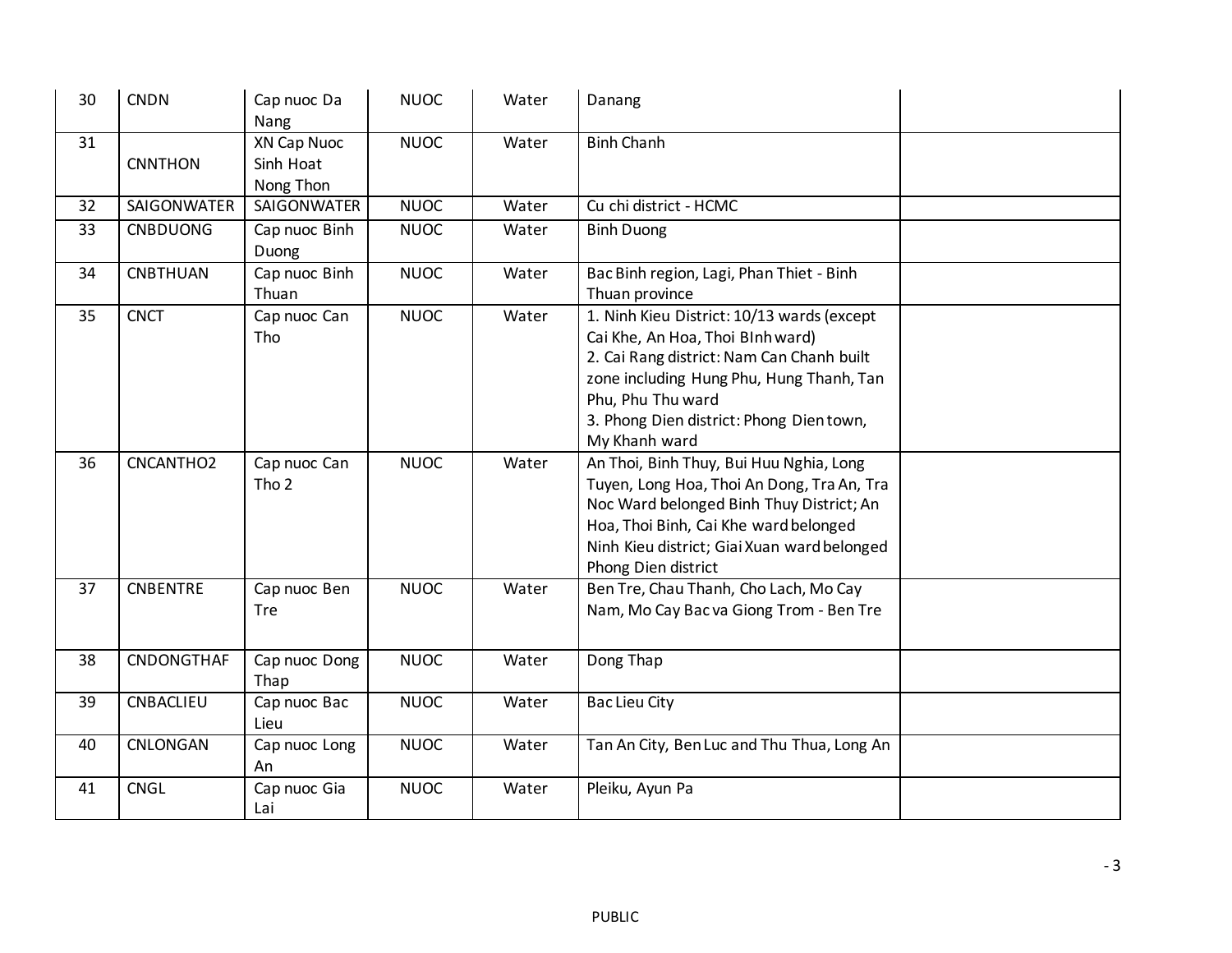| 30 | CNDN | Cap nuoc Da Nang | NUOC | Water | Danang | |
|---|---|---|---|---|---|---|
| 31 | CNNTHON | XN Cap Nuoc Sinh Hoat Nong Thon | NUOC | Water | Binh Chanh | |
| 32 | SAIGONWATER | SAIGONWATER | NUOC | Water | Cu chi district - HCMC | |
| 33 | CNBDUONG | Cap nuoc Binh Duong | NUOC | Water | Binh Duong | |
| 34 | CNBTHUAN | Cap nuoc Binh Thuan | NUOC | Water | Bac Binh region, Lagi, Phan Thiet - Binh Thuan province | |
| 35 | CNCT | Cap nuoc Can Tho | NUOC | Water | 1. Ninh Kieu District: 10/13 wards (except Cai Khe, An Hoa, Thoi BInh ward)<br>2. Cai Rang district: Nam Can Chanh built zone including Hung Phu, Hung Thanh, Tan Phu, Phu Thu ward<br>3. Phong Dien district: Phong Dien town, My Khanh ward | |
| 36 | CNCANTHO2 | Cap nuoc Can Tho 2 | NUOC | Water | An Thoi, Binh Thuy, Bui Huu Nghia, Long Tuyen, Long Hoa, Thoi An Dong, Tra An, Tra Noc Ward belonged Binh Thuy District; An Hoa, Thoi Binh, Cai Khe ward belonged Ninh Kieu district; Giai Xuan ward belonged Phong Dien district | |
| 37 | CNBENTRE | Cap nuoc Ben Tre | NUOC | Water | Ben Tre, Chau Thanh, Cho Lach, Mo Cay Nam, Mo Cay Bac va Giong Trom - Ben Tre | |
| 38 | CNDONGTHAF | Cap nuoc Dong Thap | NUOC | Water | Dong Thap | |
| 39 | CNBACLIEU | Cap nuoc Bac Lieu | NUOC | Water | Bac Lieu City | |
| 40 | CNLONGAN | Cap nuoc Long An | NUOC | Water | Tan An City, Ben Luc and Thu Thua, Long An | |
| 41 | CNGL | Cap nuoc Gia Lai | NUOC | Water | Pleiku, Ayun Pa | |

PUBLIC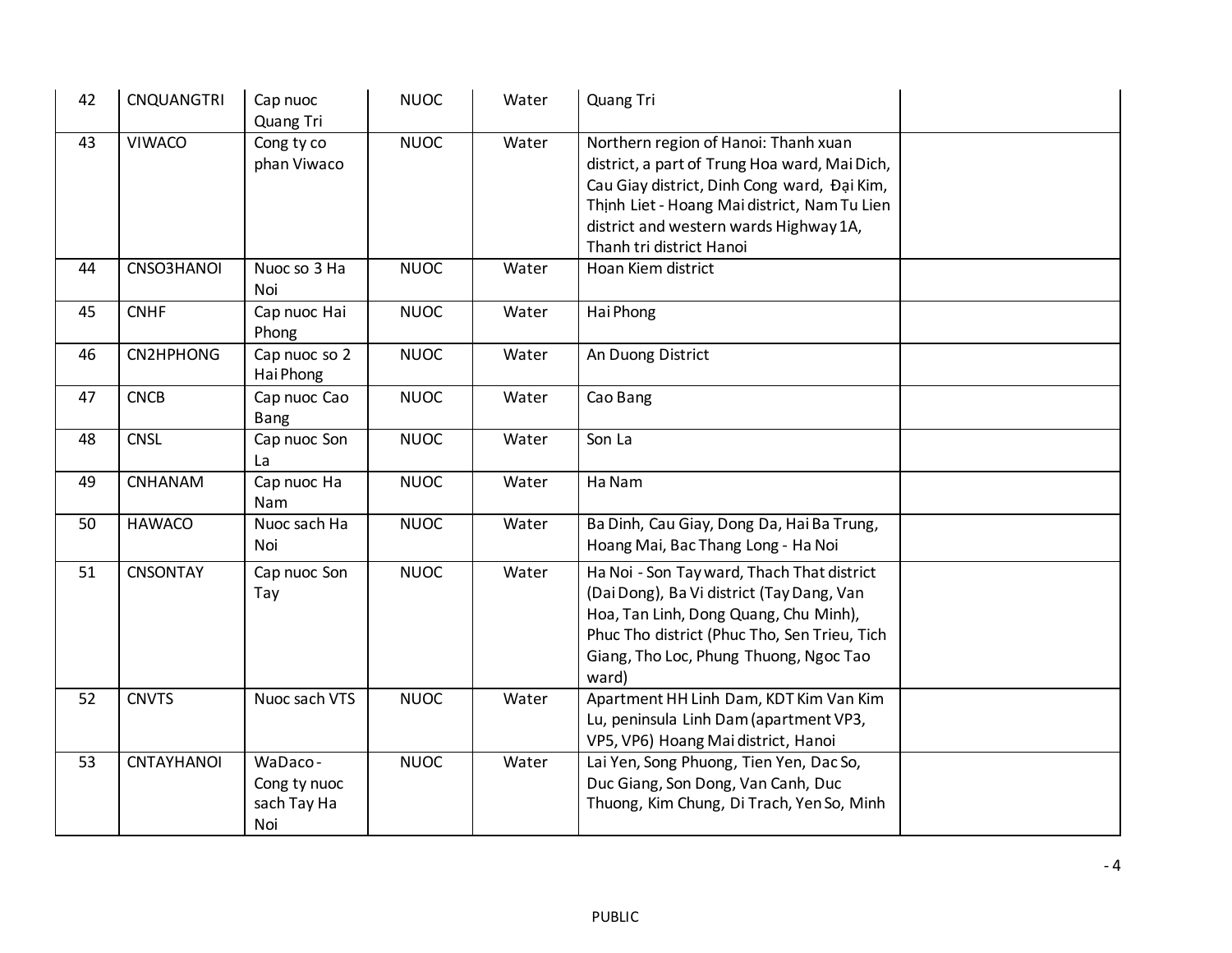| 42 | CNQUANGTRI | Cap nuoc Quang Tri | NUOC | Water | Quang Tri | |
|---|---|---|---|---|---|---|
| 43 | VIWACO | Cong ty co phan Viwaco | NUOC | Water | Northern region of Hanoi: Thanh xuan district, a part of Trung Hoa ward, Mai Dich, Cau Giay district, Dinh Cong ward, Đại Kim, Thịnh Liet - Hoang Mai district, Nam Tu Lien district and western wards Highway 1A, Thanh tri district Hanoi | |
| 44 | CNSO3HANOI | Nuoc so 3 Ha Noi | NUOC | Water | Hoan Kiem district | |
| 45 | CNHF | Cap nuoc Hai Phong | NUOC | Water | Hai Phong | |
| 46 | CN2HPHONG | Cap nuoc so 2 Hai Phong | NUOC | Water | An Duong District | |
| 47 | CNCB | Cap nuoc Cao Bang | NUOC | Water | Cao Bang | |
| 48 | CNSL | Cap nuoc Son La | NUOC | Water | Son La | |
| 49 | CNHANAM | Cap nuoc Ha Nam | NUOC | Water | Ha Nam | |
| 50 | HAWACO | Nuoc sach Ha Noi | NUOC | Water | Ba Dinh, Cau Giay, Dong Da, Hai Ba Trung, Hoang Mai, Bac Thang Long - Ha Noi | |
| 51 | CNSONTAY | Cap nuoc Son Tay | NUOC | Water | Ha Noi - Son Tay ward, Thach That district (Dai Dong), Ba Vi district (Tay Dang, Van Hoa, Tan Linh, Dong Quang, Chu Minh), Phuc Tho district (Phuc Tho, Sen Trieu, Tich Giang, Tho Loc, Phung Thuong, Ngoc Tao ward) | |
| 52 | CNVTS | Nuoc sach VTS | NUOC | Water | Apartment HH Linh Dam, KDT Kim Van Kim Lu, peninsula Linh Dam (apartment VP3, VP5, VP6) Hoang Mai district, Hanoi | |
| 53 | CNTAYHANOI | WaDaco - Cong ty nuoc sach Tay Ha Noi | NUOC | Water | Lai Yen, Song Phuong, Tien Yen, Dac So, Duc Giang, Son Dong, Van Canh, Duc Thuong, Kim Chung, Di Trach, Yen So, Minh | |

PUBLIC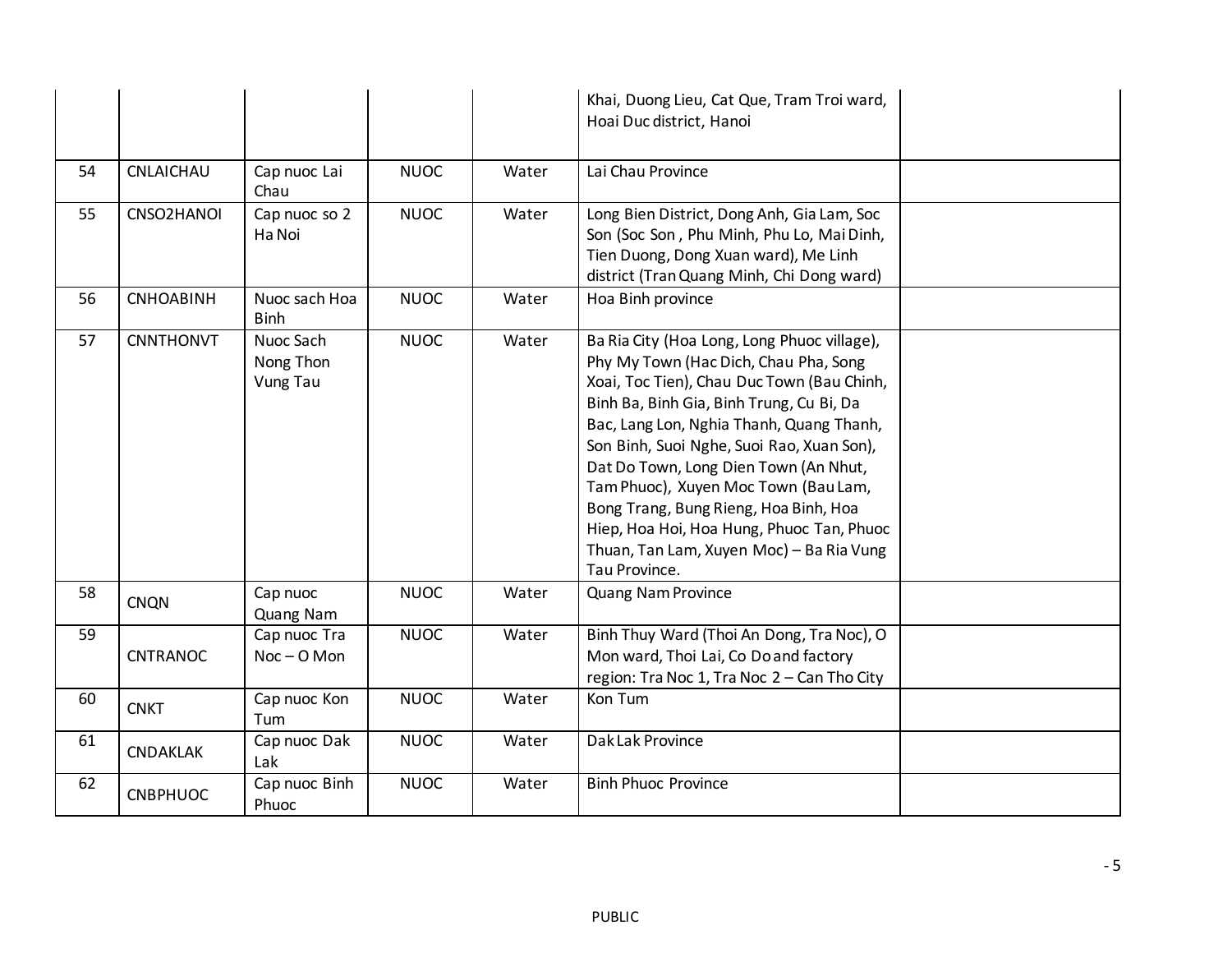| | | | | | | |
|---|---|---|---|---|---|---|
| | | | | | Khai, Duong Lieu, Cat Que, Tram Troi ward, Hoai Duc district, Hanoi | |
| 54 | CNLAICHAU | Cap nuoc Lai Chau | NUOC | Water | Lai Chau Province | |
| 55 | CNSO2HANOI | Cap nuoc so 2 Ha Noi | NUOC | Water | Long Bien District, Dong Anh, Gia Lam, Soc Son (Soc Son , Phu Minh, Phu Lo, Mai Dinh, Tien Duong, Dong Xuan ward), Me Linh district (Tran Quang Minh, Chi Dong ward) | |
| 56 | CNHOABINH | Nuoc sach Hoa Binh | NUOC | Water | Hoa Binh province | |
| 57 | CNNTHONVT | Nuoc Sach Nong Thon Vung Tau | NUOC | Water | Ba Ria City (Hoa Long, Long Phuoc village), Phy My Town (Hac Dich, Chau Pha, Song Xoai, Toc Tien), Chau Duc Town (Bau Chinh, Binh Ba, Binh Gia, Binh Trung, Cu Bi, Da Bac, Lang Lon, Nghia Thanh, Quang Thanh, Son Binh, Suoi Nghe, Suoi Rao, Xuan Son), Dat Do Town, Long Dien Town (An Nhut, Tam Phuoc), Xuyen Moc Town (Bau Lam, Bong Trang, Bung Rieng, Hoa Binh, Hoa Hiep, Hoa Hoi, Hoa Hung, Phuoc Tan, Phuoc Thuan, Tan Lam, Xuyen Moc) – Ba Ria Vung Tau Province. | |
| 58 | CNQN | Cap nuoc Quang Nam | NUOC | Water | Quang Nam Province | |
| 59 | CNTRANOC | Cap nuoc Tra Noc – O Mon | NUOC | Water | Binh Thuy Ward (Thoi An Dong, Tra Noc), O Mon ward, Thoi Lai, Co Do and factory region: Tra Noc 1, Tra Noc 2 – Can Tho City | |
| 60 | CNKT | Cap nuoc Kon Tum | NUOC | Water | Kon Tum | |
| 61 | CNDAKLAK | Cap nuoc Dak Lak | NUOC | Water | Dak Lak Province | |
| 62 | CNBPHUOC | Cap nuoc Binh Phuoc | NUOC | Water | Binh Phuoc Province | |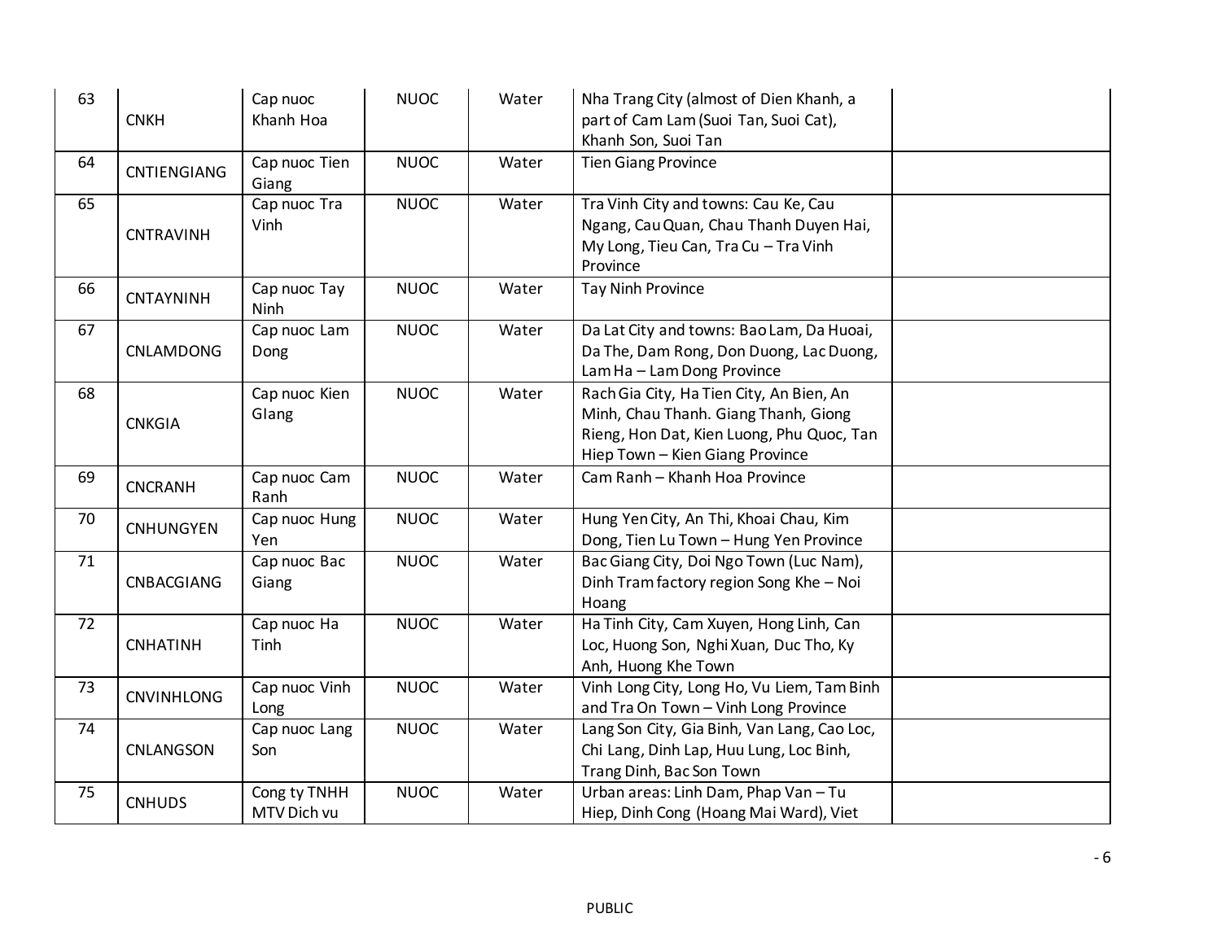| 63 | CNKH | Cap nuoc Khanh Hoa | NUOC | Water | Nha Trang City (almost of Dien Khanh, a part of Cam Lam (Suoi Tan, Suoi Cat), Khanh Son, Suoi Tan | |
|---|---|---|---|---|---|---|
| 64 | CNTIENGIANG | Cap nuoc Tien Giang | NUOC | Water | Tien Giang Province | |
| 65 | CNTRAVINH | Cap nuoc Tra Vinh | NUOC | Water | Tra Vinh City and towns: Cau Ke, Cau Ngang, Cau Quan, Chau Thanh Duyen Hai, My Long, Tieu Can, Tra Cu – Tra Vinh Province | |
| 66 | CNTAYNINH | Cap nuoc Tay Ninh | NUOC | Water | Tay Ninh Province | |
| 67 | CNLAMDONG | Cap nuoc Lam Dong | NUOC | Water | Da Lat City and towns: Bao Lam, Da Huoai, Da The, Dam Rong, Don Duong, Lac Duong, Lam Ha – Lam Dong Province | |
| 68 | CNKGIA | Cap nuoc Kien GIang | NUOC | Water | Rach Gia City, Ha Tien City, An Bien, An Minh, Chau Thanh. Giang Thanh, Giong Rieng, Hon Dat, Kien Luong, Phu Quoc, Tan Hiep Town – Kien Giang Province | |
| 69 | CNCRANH | Cap nuoc Cam Ranh | NUOC | Water | Cam Ranh – Khanh Hoa Province | |
| 70 | CNHUNGYEN | Cap nuoc Hung Yen | NUOC | Water | Hung Yen City, An Thi, Khoai Chau, Kim Dong, Tien Lu Town – Hung Yen Province | |
| 71 | CNBACGIANG | Cap nuoc Bac Giang | NUOC | Water | Bac Giang City, Doi Ngo Town (Luc Nam), Dinh Tram factory region Song Khe – Noi Hoang | |
| 72 | CNHATINH | Cap nuoc Ha Tinh | NUOC | Water | Ha Tinh City, Cam Xuyen, Hong Linh, Can Loc, Huong Son, Nghi Xuan, Duc Tho, Ky Anh, Huong Khe Town | |
| 73 | CNVINHLONG | Cap nuoc Vinh Long | NUOC | Water | Vinh Long City, Long Ho, Vu Liem, Tam Binh and Tra On Town – Vinh Long Province | |
| 74 | CNLANGSON | Cap nuoc Lang Son | NUOC | Water | Lang Son City, Gia Binh, Van Lang, Cao Loc, Chi Lang, Dinh Lap, Huu Lung, Loc Binh, Trang Dinh, Bac Son Town | |
| 75 | CNHUDS | Cong ty TNHH MTV Dich vu | NUOC | Water | Urban areas: Linh Dam, Phap Van – Tu Hiep, Dinh Cong (Hoang Mai Ward), Viet | |

PUBLIC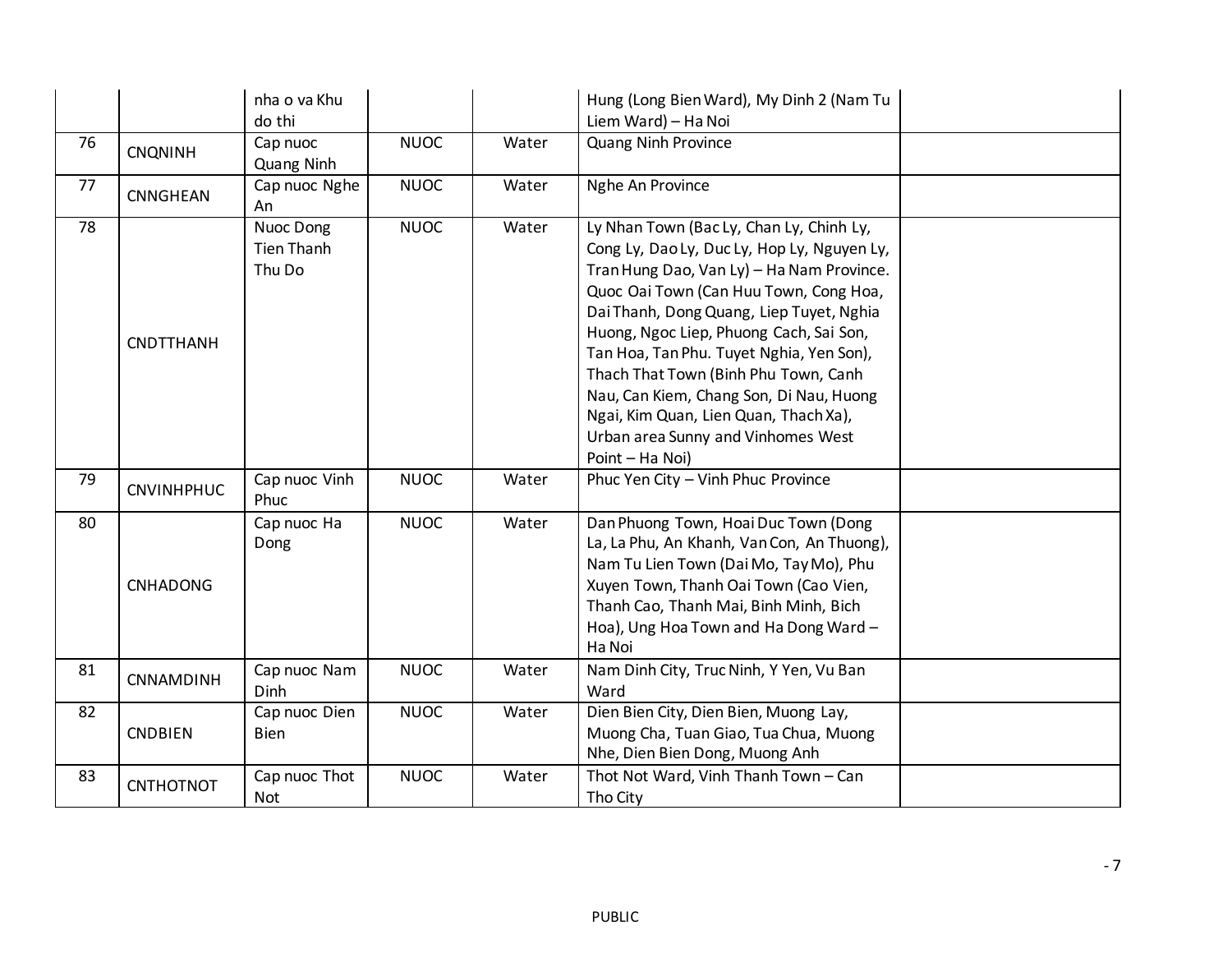| | | | | | | |
|---|---|---|---|---|---|---|
| | | nha o va Khu do thi | | | Hung (Long Bien Ward), My Dinh 2 (Nam Tu Liem Ward) – Ha Noi | |
| 76 | CNQNINH | Cap nuoc Quang Ninh | NUOC | Water | Quang Ninh Province | |
| 77 | CNNGHEAN | Cap nuoc Nghe An | NUOC | Water | Nghe An Province | |
| 78 | CNDTTHANH | Nuoc Dong Tien Thanh Thu Do | NUOC | Water | Ly Nhan Town (Bac Ly, Chan Ly, Chinh Ly, Cong Ly, Dao Ly, Duc Ly, Hop Ly, Nguyen Ly, Tran Hung Dao, Van Ly) – Ha Nam Province. Quoc Oai Town (Can Huu Town, Cong Hoa, Dai Thanh, Dong Quang, Liep Tuyet, Nghia Huong, Ngoc Liep, Phuong Cach, Sai Son, Tan Hoa, Tan Phu. Tuyet Nghia, Yen Son), Thach That Town (Binh Phu Town, Canh Nau, Can Kiem, Chang Son, Di Nau, Huong Ngai, Kim Quan, Lien Quan, Thach Xa), Urban area Sunny and Vinhomes West Point – Ha Noi) | |
| 79 | CNVINHPHUC | Cap nuoc Vinh Phuc | NUOC | Water | Phuc Yen City – Vinh Phuc Province | |
| 80 | CNHADONG | Cap nuoc Ha Dong | NUOC | Water | Dan Phuong Town, Hoai Duc Town (Dong La, La Phu, An Khanh, Van Con, An Thuong), Nam Tu Lien Town (Dai Mo, Tay Mo), Phu Xuyen Town, Thanh Oai Town (Cao Vien, Thanh Cao, Thanh Mai, Binh Minh, Bich Hoa), Ung Hoa Town and Ha Dong Ward – Ha Noi | |
| 81 | CNNAMDINH | Cap nuoc Nam Dinh | NUOC | Water | Nam Dinh City, Truc Ninh, Y Yen, Vu Ban Ward | |
| 82 | CNDBIEN | Cap nuoc Dien Bien | NUOC | Water | Dien Bien City, Dien Bien, Muong Lay, Muong Cha, Tuan Giao, Tua Chua, Muong Nhe, Dien Bien Dong, Muong Anh | |
| 83 | CNTHOTNOT | Cap nuoc Thot Not | NUOC | Water | Thot Not Ward, Vinh Thanh Town – Can Tho City | |

PUBLIC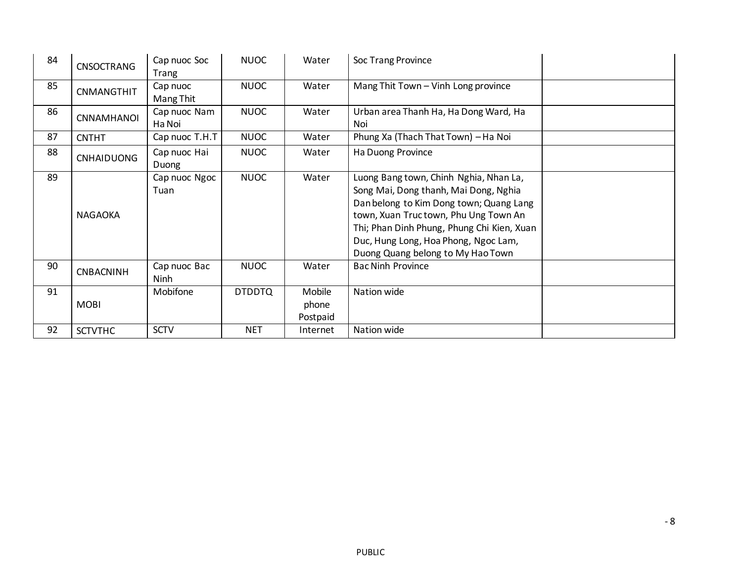| | | | | | | |
|---|---|---|---|---|---|---|
| 84 | CNSOCTRANG | Cap nuoc Soc Trang | NUOC | Water | Soc Trang Province | |
| 85 | CNMANGTHIT | Cap nuoc Mang Thit | NUOC | Water | Mang Thit Town – Vinh Long province | |
| 86 | CNNAMHANOI | Cap nuoc Nam Ha Noi | NUOC | Water | Urban area Thanh Ha, Ha Dong Ward, Ha Noi | |
| 87 | CNTHT | Cap nuoc T.H.T | NUOC | Water | Phung Xa (Thach That Town) – Ha Noi | |
| 88 | CNHAIDUONG | Cap nuoc Hai Duong | NUOC | Water | Ha Duong Province | |
| 89 | NAGAOKA | Cap nuoc Ngoc Tuan | NUOC | Water | Luong Bang town, Chinh Nghia, Nhan La, Song Mai, Dong thanh, Mai Dong, Nghia Dan belong to Kim Dong town; Quang Lang town, Xuan Truc town, Phu Ung Town An Thi; Phan Dinh Phung, Phung Chi Kien, Xuan Duc, Hung Long, Hoa Phong, Ngoc Lam, Duong Quang belong to My Hao Town | |
| 90 | CNBACNINH | Cap nuoc Bac Ninh | NUOC | Water | Bac Ninh Province | |
| 91 | MOBI | Mobifone | DTDDTQ | Mobile phone Postpaid | Nation wide | |
| 92 | SCTVTHC | SCTV | NET | Internet | Nation wide | |

PUBLIC